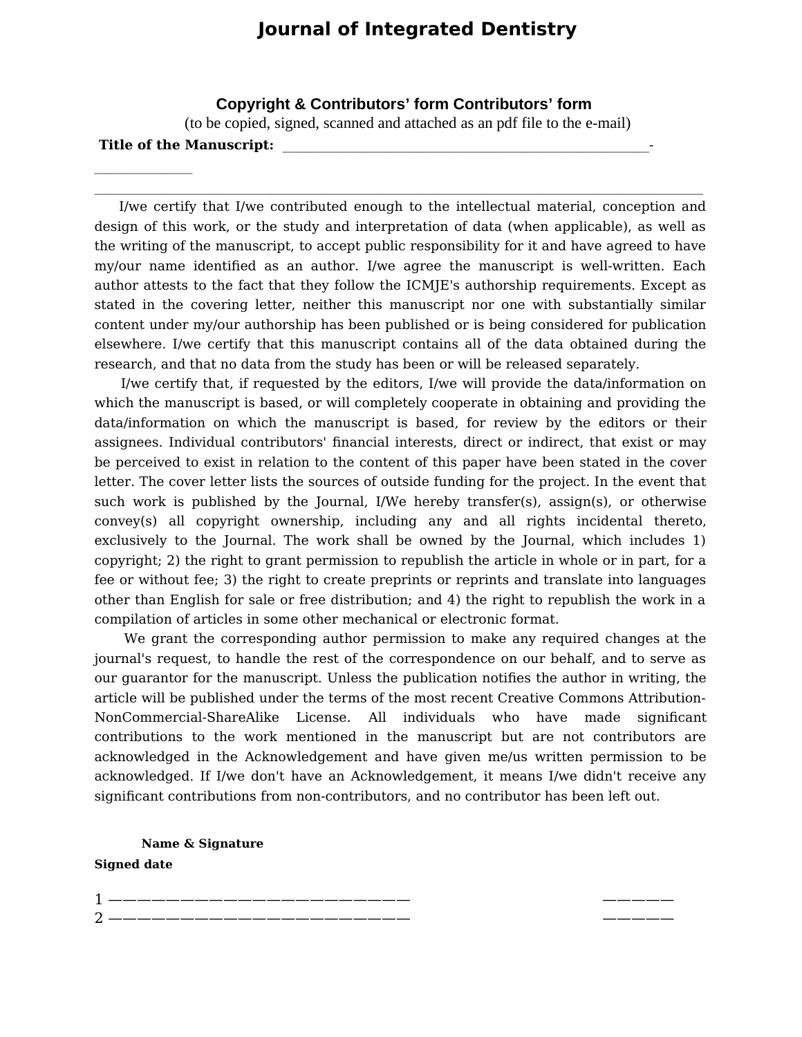# Journal of Integrated Dentistry

### Copyright & Contributors' form Contributors' form

(to be copied, signed, scanned and attached as an pdf file to the e-mail)

**Title of the Manuscript:** ____________________________________________________-
______________
________________________________________________________________________________________

I/we certify that I/we contributed enough to the intellectual material, conception and design of this work, or the study and interpretation of data (when applicable), as well as the writing of the manuscript, to accept public responsibility for it and have agreed to have my/our name identified as an author. I/we agree the manuscript is well-written. Each author attests to the fact that they follow the ICMJE's authorship requirements. Except as stated in the covering letter, neither this manuscript nor one with substantially similar content under my/our authorship has been published or is being considered for publication elsewhere. I/we certify that this manuscript contains all of the data obtained during the research, and that no data from the study has been or will be released separately.

I/we certify that, if requested by the editors, I/we will provide the data/information on which the manuscript is based, or will completely cooperate in obtaining and providing the data/information on which the manuscript is based, for review by the editors or their assignees. Individual contributors' financial interests, direct or indirect, that exist or may be perceived to exist in relation to the content of this paper have been stated in the cover letter. The cover letter lists the sources of outside funding for the project. In the event that such work is published by the Journal, I/We hereby transfer(s), assign(s), or otherwise convey(s) all copyright ownership, including any and all rights incidental thereto, exclusively to the Journal. The work shall be owned by the Journal, which includes 1) copyright; 2) the right to grant permission to republish the article in whole or in part, for a fee or without fee; 3) the right to create preprints or reprints and translate into languages other than English for sale or free distribution; and 4) the right to republish the work in a compilation of articles in some other mechanical or electronic format.

We grant the corresponding author permission to make any required changes at the journal's request, to handle the rest of the correspondence on our behalf, and to serve as our guarantor for the manuscript. Unless the publication notifies the author in writing, the article will be published under the terms of the most recent Creative Commons Attribution-NonCommercial-ShareAlike License. All individuals who have made significant contributions to the work mentioned in the manuscript but are not contributors are acknowledged in the Acknowledgement and have given me/us written permission to be acknowledged. If I/we don't have an Acknowledgement, it means I/we didn't receive any significant contributions from non-contributors, and no contributor has been left out.

**Name & Signature**

**Signed date**

1 ——————————————————————— ——————

2 ——————————————————————— ——————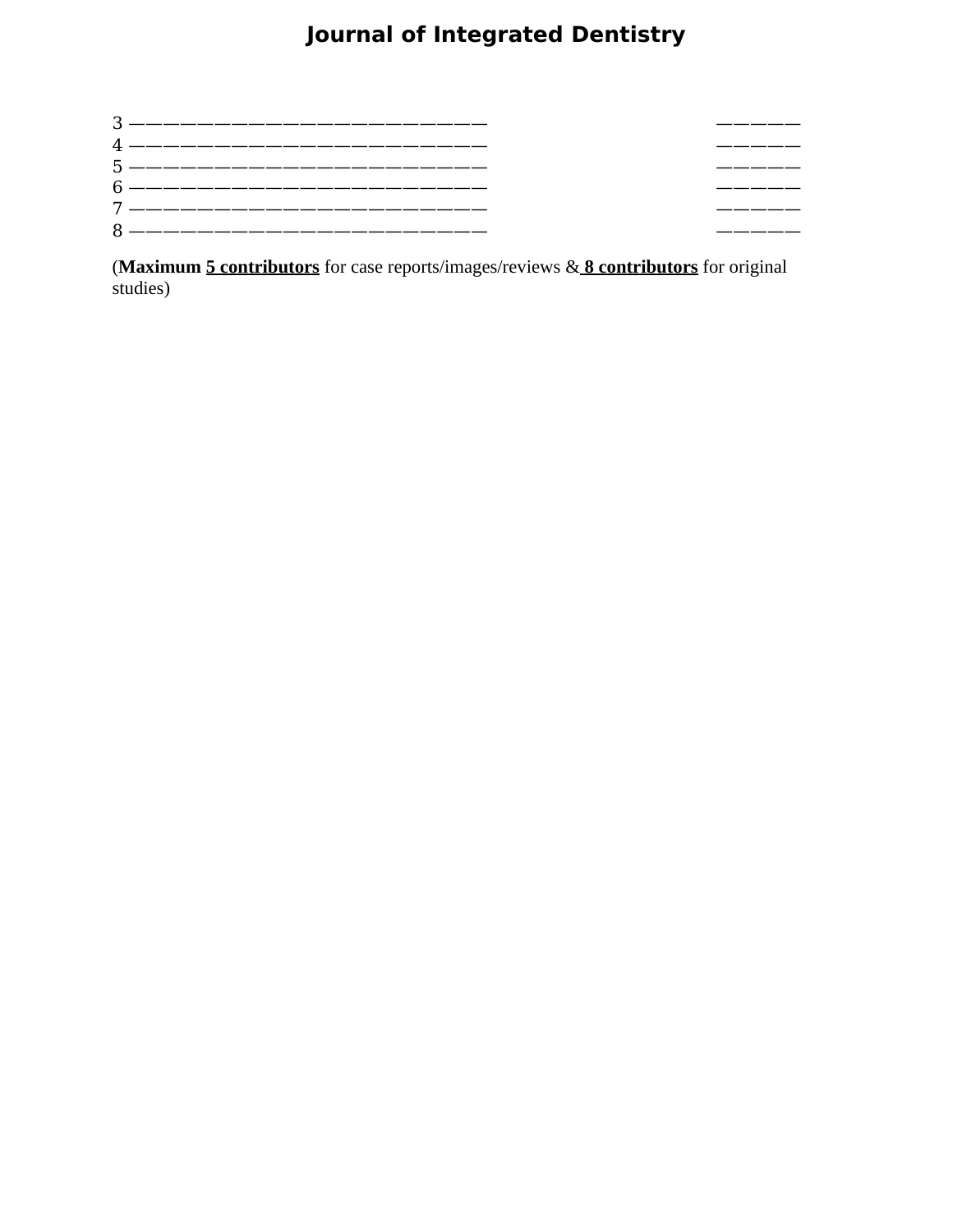3 ——————————————————————— ——————

4 ——————————————————————— ——————

5 ——————————————————————— ——————

6 ——————————————————————— ——————

7 ——————————————————————— ——————

8 ——————————————————————— ——————

(**Maximum** **5 contributors** for case reports/images/reviews & **8 contributors** for original studies)